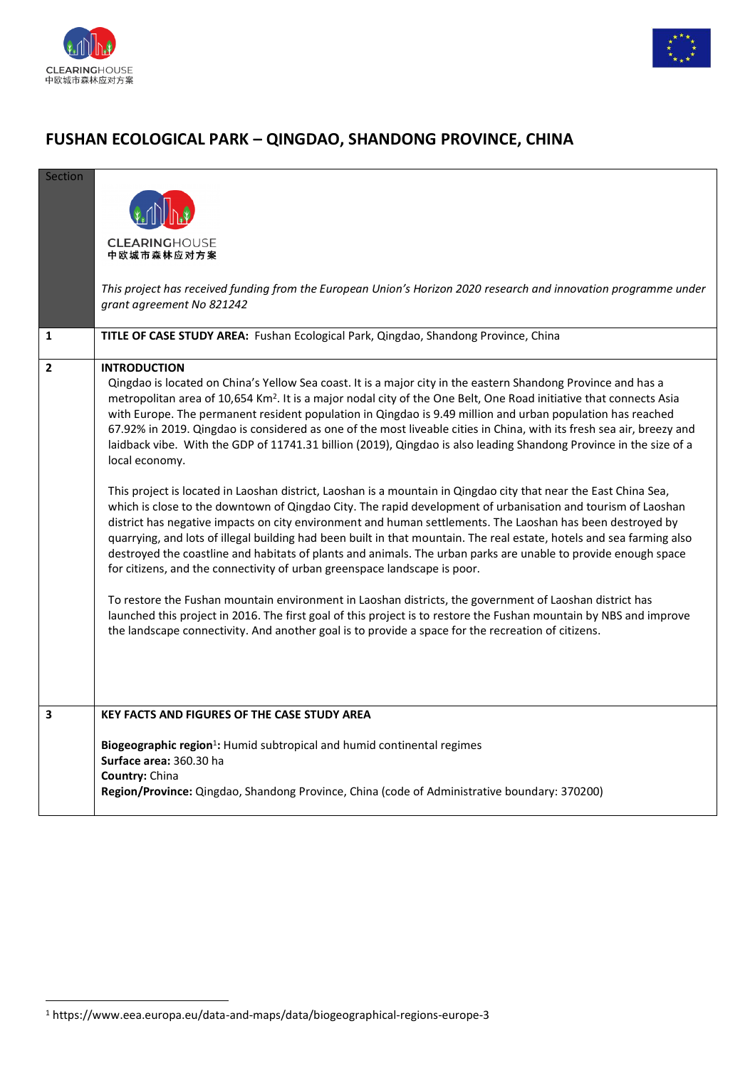# FUSHAN ECOLOGICAL PARK – QINGDAO, SHANDONG PROVINCE, CHINA

| Section | |
|---|---|
| | CLEARINGHOUSE 中欧城市森林应对方案<br><br>*This project has received funding from the European Union's Horizon 2020 research and innovation programme under grant agreement No 821242* |
| **1** | **TITLE OF CASE STUDY AREA:** Fushan Ecological Park, Qingdao, Shandong Province, China |
| **2** | **INTRODUCTION**<br>Qingdao is located on China's Yellow Sea coast. It is a major city in the eastern Shandong Province and has a metropolitan area of 10,654 Km². It is a major nodal city of the One Belt, One Road initiative that connects Asia with Europe. The permanent resident population in Qingdao is 9.49 million and urban population has reached 67.92% in 2019. Qingdao is considered as one of the most liveable cities in China, with its fresh sea air, breezy and laidback vibe. With the GDP of 11741.31 billion (2019), Qingdao is also leading Shandong Province in the size of a local economy.<br><br>This project is located in Laoshan district, Laoshan is a mountain in Qingdao city that near the East China Sea, which is close to the downtown of Qingdao City. The rapid development of urbanisation and tourism of Laoshan district has negative impacts on city environment and human settlements. The Laoshan has been destroyed by quarrying, and lots of illegal building had been built in that mountain. The real estate, hotels and sea farming also destroyed the coastline and habitats of plants and animals. The urban parks are unable to provide enough space for citizens, and the connectivity of urban greenspace landscape is poor.<br><br>To restore the Fushan mountain environment in Laoshan districts, the government of Laoshan district has launched this project in 2016. The first goal of this project is to restore the Fushan mountain by NBS and improve the landscape connectivity. And another goal is to provide a space for the recreation of citizens. |
| **3** | **KEY FACTS AND FIGURES OF THE CASE STUDY AREA**<br><br>**Biogeographic region[1]:** Humid subtropical and humid continental regimes<br>**Surface area:** 360.30 ha<br>**Country:** China<br>**Region/Province:** Qingdao, Shandong Province, China (code of Administrative boundary: 370200) |

[1] https://www.eea.europa.eu/data-and-maps/data/biogeographical-regions-europe-3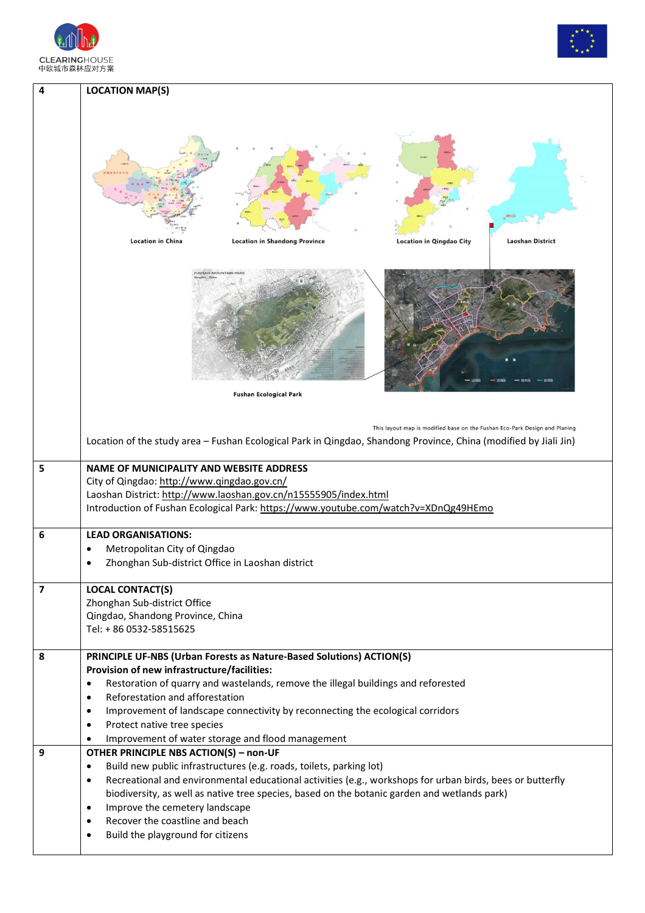| | |
|---|---|
| 4 | **LOCATION MAP(S)** Location in China; Location in Shandong Province; Location in Qingdao City; Laoshan District; Fushan Ecological Park. This layout map is modified base on the Fushan Eco-Park Design and Planing. Location of the study area – Fushan Ecological Park in Qingdao, Shandong Province, China (modified by Jiali Jin) |
| 5 | **NAME OF MUNICIPALITY AND WEBSITE ADDRESS**<br>City of Qingdao: http://www.qingdao.gov.cn/<br>Laoshan District: http://www.laoshan.gov.cn/n15555905/index.html<br>Introduction of Fushan Ecological Park: https://www.youtube.com/watch?v=XDnQg49HEmo |
| 6 | **LEAD ORGANISATIONS:**<br>• Metropolitan City of Qingdao<br>• Zhonghan Sub-district Office in Laoshan district |
| 7 | **LOCAL CONTACT(S)**<br>Zhonghan Sub-district Office<br>Qingdao, Shandong Province, China<br>Tel: + 86 0532-58515625 |
| 8 | **PRINCIPLE UF-NBS (Urban Forests as Nature-Based Solutions) ACTION(S)**<br>**Provision of new infrastructure/facilities:**<br>• Restoration of quarry and wastelands, remove the illegal buildings and reforested<br>• Reforestation and afforestation<br>• Improvement of landscape connectivity by reconnecting the ecological corridors<br>• Protect native tree species<br>• Improvement of water storage and flood management |
| 9 | **OTHER PRINCIPLE NBS ACTION(S) – non-UF**<br>• Build new public infrastructures (e.g. roads, toilets, parking lot)<br>• Recreational and environmental educational activities (e.g., workshops for urban birds, bees or butterfly biodiversity, as well as native tree species, based on the botanic garden and wetlands park)<br>• Improve the cemetery landscape<br>• Recover the coastline and beach<br>• Build the playground for citizens |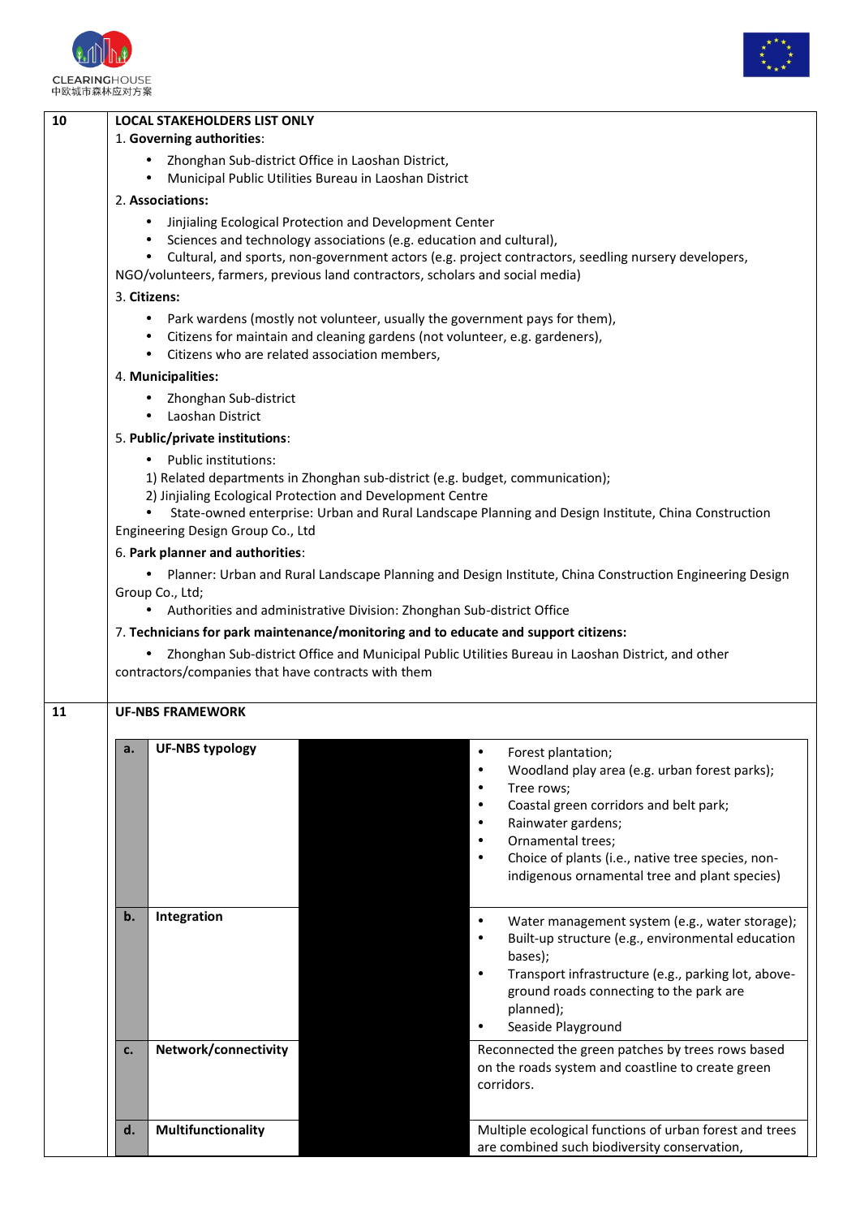| | |
|---|---|
| 10 | **LOCAL STAKEHOLDERS LIST ONLY**<br>1. **Governing authorities**:<br>• Zhonghan Sub-district Office in Laoshan District,<br>• Municipal Public Utilities Bureau in Laoshan District<br>2. **Associations:**<br>• Jinjialing Ecological Protection and Development Center<br>• Sciences and technology associations (e.g. education and cultural),<br>• Cultural, and sports, non-government actors (e.g. project contractors, seedling nursery developers, NGO/volunteers, farmers, previous land contractors, scholars and social media)<br>3. **Citizens:**<br>• Park wardens (mostly not volunteer, usually the government pays for them),<br>• Citizens for maintain and cleaning gardens (not volunteer, e.g. gardeners),<br>• Citizens who are related association members,<br>4. **Municipalities:**<br>• Zhonghan Sub-district<br>• Laoshan District<br>5. **Public/private institutions**:<br>• Public institutions:<br>1) Related departments in Zhonghan sub-district (e.g. budget, communication);<br>2) Jinjialing Ecological Protection and Development Centre<br>• State-owned enterprise: Urban and Rural Landscape Planning and Design Institute, China Construction Engineering Design Group Co., Ltd<br>6. **Park planner and authorities**:<br>• Planner: Urban and Rural Landscape Planning and Design Institute, China Construction Engineering Design Group Co., Ltd;<br>• Authorities and administrative Division: Zhonghan Sub-district Office<br>7. **Technicians for park maintenance/monitoring and to educate and support citizens:**<br>• Zhonghan Sub-district Office and Municipal Public Utilities Bureau in Laoshan District, and other contractors/companies that have contracts with them |
| 11 | **UF-NBS FRAMEWORK** |

| | | | |
|---|---|---|---|
| **a.** | **UF-NBS typology** | | • Forest plantation;<br>• Woodland play area (e.g. urban forest parks);<br>• Tree rows;<br>• Coastal green corridors and belt park;<br>• Rainwater gardens;<br>• Ornamental trees;<br>• Choice of plants (i.e., native tree species, non-indigenous ornamental tree and plant species) |
| **b.** | **Integration** | | • Water management system (e.g., water storage);<br>• Built-up structure (e.g., environmental education bases);<br>• Transport infrastructure (e.g., parking lot, above-ground roads connecting to the park are planned);<br>• Seaside Playground |
| **c.** | **Network/connectivity** | | Reconnected the green patches by trees rows based on the roads system and coastline to create green corridors. |
| **d.** | **Multifunctionality** | | Multiple ecological functions of urban forest and trees are combined such biodiversity conservation, |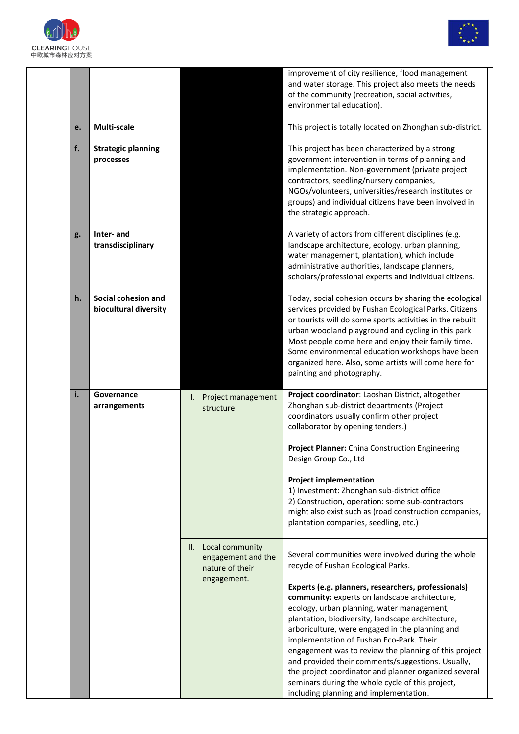| | | | |
|---|---|---|---|
| | | | improvement of city resilience, flood management and water storage. This project also meets the needs of the community (recreation, social activities, environmental education). |
| **e.** | **Multi-scale** | | This project is totally located on Zhonghan sub-district. |
| **f.** | **Strategic planning processes** | | This project has been characterized by a strong government intervention in terms of planning and implementation. Non-government (private project contractors, seedling/nursery companies, NGOs/volunteers, universities/research institutes or groups) and individual citizens have been involved in the strategic approach. |
| **g.** | **Inter- and transdisciplinary** | | A variety of actors from different disciplines (e.g. landscape architecture, ecology, urban planning, water management, plantation), which include administrative authorities, landscape planners, scholars/professional experts and individual citizens. |
| **h.** | **Social cohesion and biocultural diversity** | | Today, social cohesion occurs by sharing the ecological services provided by Fushan Ecological Parks. Citizens or tourists will do some sports activities in the rebuilt urban woodland playground and cycling in this park. Most people come here and enjoy their family time. Some environmental education workshops have been organized here. Also, some artists will come here for painting and photography. |
| **i.** | **Governance arrangements** | I. Project management structure. | **Project coordinator**: Laoshan District, altogether Zhonghan sub-district departments (Project coordinators usually confirm other project collaborator by opening tenders.)<br><br>**Project Planner:** China Construction Engineering Design Group Co., Ltd<br><br>**Project implementation**<br>1) Investment: Zhonghan sub-district office<br>2) Construction, operation: some sub-contractors might also exist such as (road construction companies, plantation companies, seedling, etc.) |
| | | II. Local community engagement and the nature of their engagement. | Several communities were involved during the whole recycle of Fushan Ecological Parks.<br><br>**Experts (e.g. planners, researchers, professionals) community:** experts on landscape architecture, ecology, urban planning, water management, plantation, biodiversity, landscape architecture, arboriculture, were engaged in the planning and implementation of Fushan Eco-Park. Their engagement was to review the planning of this project and provided their comments/suggestions. Usually, the project coordinator and planner organized several seminars during the whole cycle of this project, including planning and implementation. |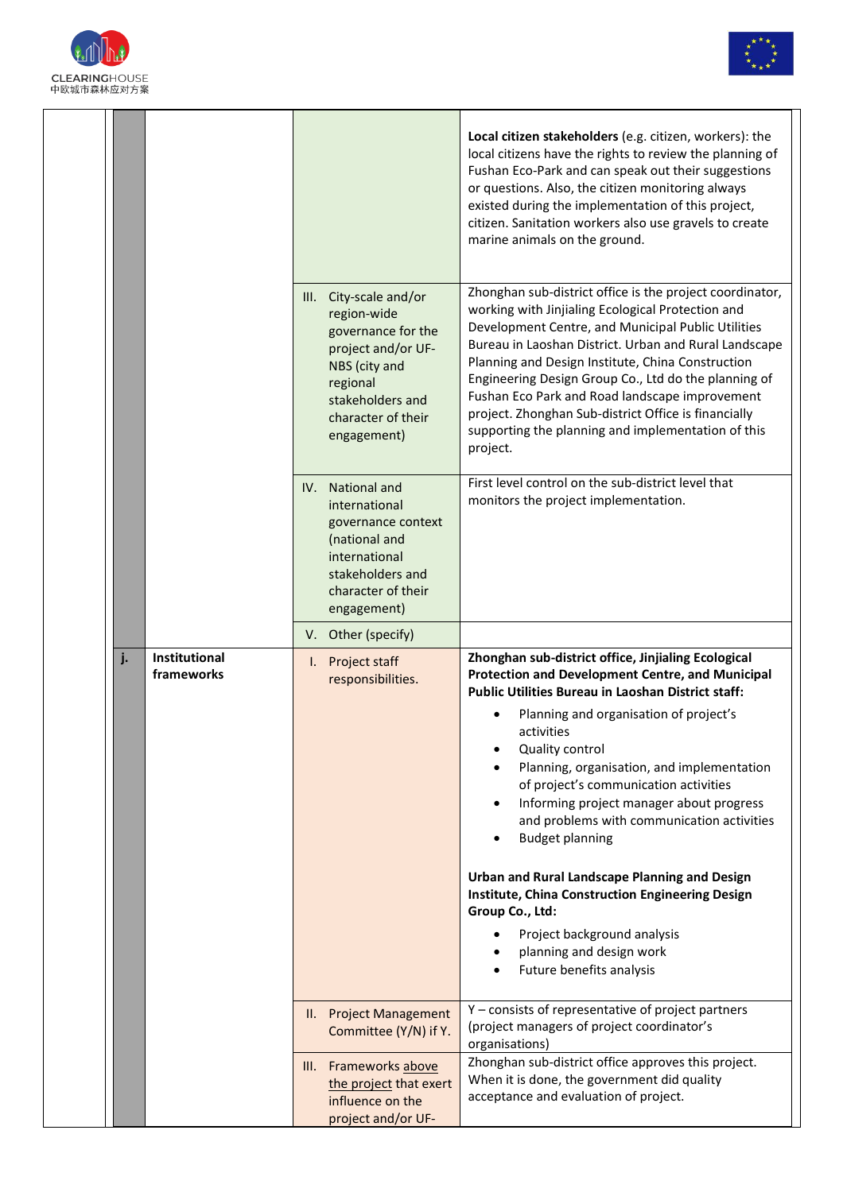| | | | | |
|---|---|---|---|---|
| | | | | **Local citizen stakeholders** (e.g. citizen, workers): the local citizens have the rights to review the planning of Fushan Eco-Park and can speak out their suggestions or questions. Also, the citizen monitoring always existed during the implementation of this project, citizen. Sanitation workers also use gravels to create marine animals on the ground. |
| | | | III. City-scale and/or region-wide governance for the project and/or UF-NBS (city and regional stakeholders and character of their engagement) | Zhonghan sub-district office is the project coordinator, working with Jinjialing Ecological Protection and Development Centre, and Municipal Public Utilities Bureau in Laoshan District. Urban and Rural Landscape Planning and Design Institute, China Construction Engineering Design Group Co., Ltd do the planning of Fushan Eco Park and Road landscape improvement project. Zhonghan Sub-district Office is financially supporting the planning and implementation of this project. |
| | | | IV. National and international governance context (national and international stakeholders and character of their engagement) | First level control on the sub-district level that monitors the project implementation. |
| | | | V. Other (specify) | |
| | j. | **Institutional frameworks** | I. Project staff responsibilities. | **Zhonghan sub-district office, Jinjialing Ecological Protection and Development Centre, and Municipal Public Utilities Bureau in Laoshan District staff:**<br>• Planning and organisation of project's activities<br>• Quality control<br>• Planning, organisation, and implementation of project's communication activities<br>• Informing project manager about progress and problems with communication activities<br>• Budget planning<br><br>**Urban and Rural Landscape Planning and Design Institute, China Construction Engineering Design Group Co., Ltd:**<br>• Project background analysis<br>• planning and design work<br>• Future benefits analysis |
| | | | II. Project Management Committee (Y/N) if Y. | Y – consists of representative of project partners (project managers of project coordinator's organisations) |
| | | | III. Frameworks above the project that exert influence on the project and/or UF- | Zhonghan sub-district office approves this project. When it is done, the government did quality acceptance and evaluation of project. |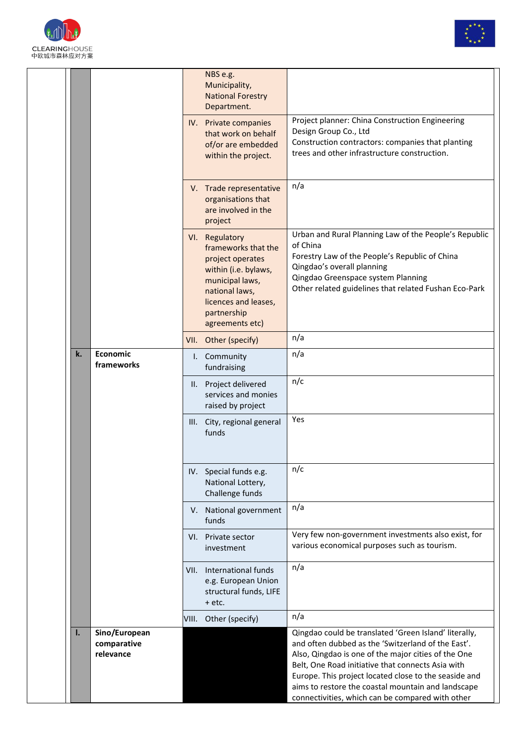| | | | |
|---|---|---|---|
| | | NBS e.g. Municipality, National Forestry Department. | |
| | | IV. Private companies that work on behalf of/or are embedded within the project. | Project planner: China Construction Engineering Design Group Co., Ltd<br>Construction contractors: companies that planting trees and other infrastructure construction. |
| | | V. Trade representative organisations that are involved in the project | n/a |
| | | VI. Regulatory frameworks that the project operates within (i.e. bylaws, municipal laws, national laws, licences and leases, partnership agreements etc) | Urban and Rural Planning Law of the People's Republic of China<br>Forestry Law of the People's Republic of China<br>Qingdao's overall planning<br>Qingdao Greenspace system Planning<br>Other related guidelines that related Fushan Eco-Park |
| | | VII. Other (specify) | n/a |
| **k.** | **Economic frameworks** | I. Community fundraising | n/a |
| | | II. Project delivered services and monies raised by project | n/c |
| | | III. City, regional general funds | Yes |
| | | IV. Special funds e.g. National Lottery, Challenge funds | n/c |
| | | V. National government funds | n/a |
| | | VI. Private sector investment | Very few non-government investments also exist, for various economical purposes such as tourism. |
| | | VII. International funds e.g. European Union structural funds, LIFE + etc. | n/a |
| | | VIII. Other (specify) | n/a |
| **l.** | **Sino/European comparative relevance** | | Qingdao could be translated 'Green Island' literally, and often dubbed as the 'Switzerland of the East'. Also, Qingdao is one of the major cities of the One Belt, One Road initiative that connects Asia with Europe. This project located close to the seaside and aims to restore the coastal mountain and landscape connectivities, which can be compared with other |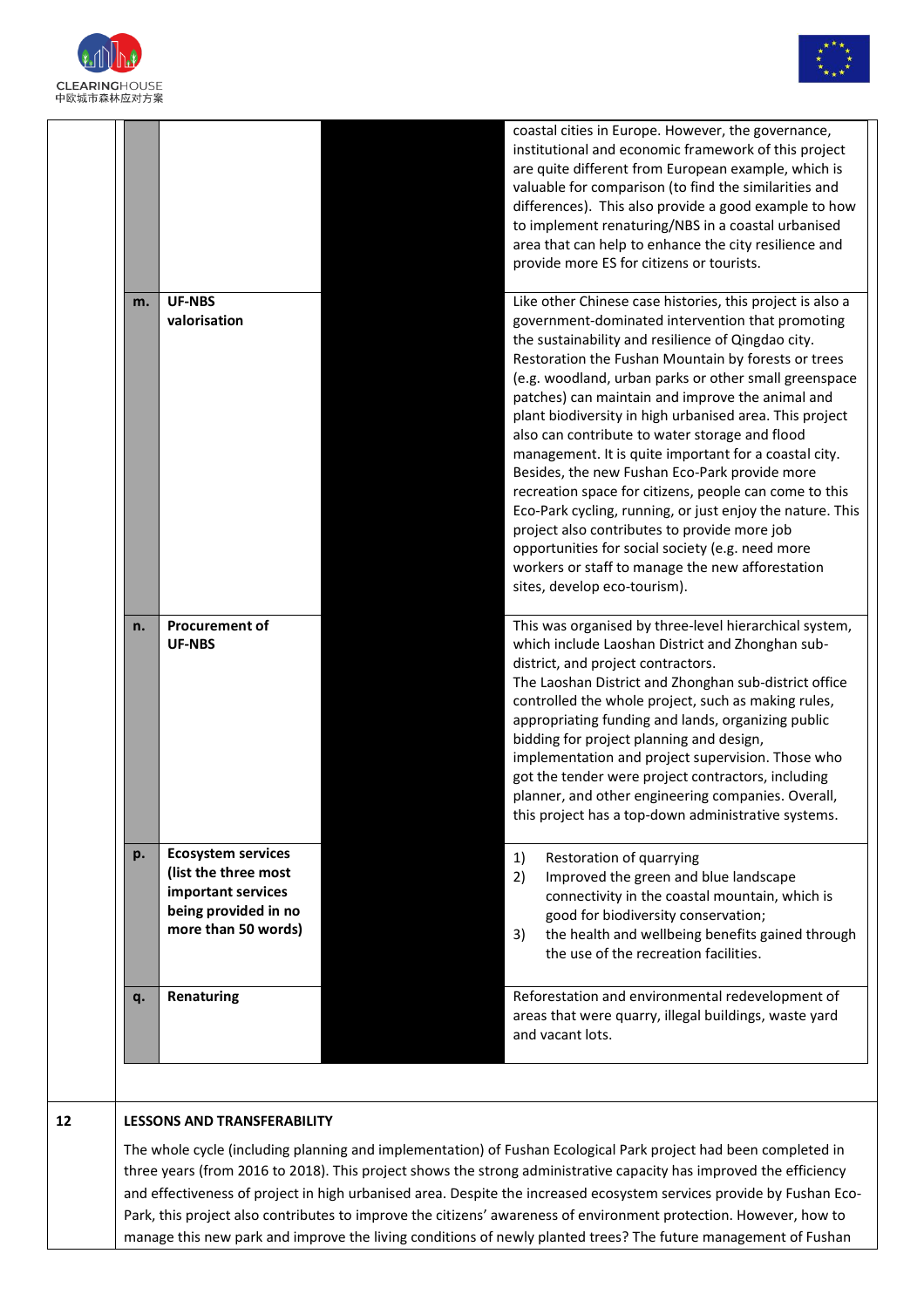| | | | | |
|---|---|---|---|---|
| | | | | coastal cities in Europe. However, the governance, institutional and economic framework of this project are quite different from European example, which is valuable for comparison (to find the similarities and differences). This also provide a good example to how to implement renaturing/NBS in a coastal urbanised area that can help to enhance the city resilience and provide more ES for citizens or tourists. |
| | **m.** | **UF-NBS valorisation** | | Like other Chinese case histories, this project is also a government-dominated intervention that promoting the sustainability and resilience of Qingdao city. Restoration the Fushan Mountain by forests or trees (e.g. woodland, urban parks or other small greenspace patches) can maintain and improve the animal and plant biodiversity in high urbanised area. This project also can contribute to water storage and flood management. It is quite important for a coastal city. Besides, the new Fushan Eco-Park provide more recreation space for citizens, people can come to this Eco-Park cycling, running, or just enjoy the nature. This project also contributes to provide more job opportunities for social society (e.g. need more workers or staff to manage the new afforestation sites, develop eco-tourism). |
| | **n.** | **Procurement of UF-NBS** | | This was organised by three-level hierarchical system, which include Laoshan District and Zhonghan sub-district, and project contractors.<br>The Laoshan District and Zhonghan sub-district office controlled the whole project, such as making rules, appropriating funding and lands, organizing public bidding for project planning and design, implementation and project supervision. Those who got the tender were project contractors, including planner, and other engineering companies. Overall, this project has a top-down administrative systems. |
| | **p.** | **Ecosystem services (list the three most important services being provided in no more than 50 words)** | | 1) Restoration of quarrying<br>2) Improved the green and blue landscape connectivity in the coastal mountain, which is good for biodiversity conservation;<br>3) the health and wellbeing benefits gained through the use of the recreation facilities. |
| | **q.** | **Renaturing** | | Reforestation and environmental redevelopment of areas that were quarry, illegal buildings, waste yard and vacant lots. |

## 12 LESSONS AND TRANSFERABILITY

The whole cycle (including planning and implementation) of Fushan Ecological Park project had been completed in three years (from 2016 to 2018). This project shows the strong administrative capacity has improved the efficiency and effectiveness of project in high urbanised area. Despite the increased ecosystem services provide by Fushan Eco-Park, this project also contributes to improve the citizens' awareness of environment protection. However, how to manage this new park and improve the living conditions of newly planted trees? The future management of Fushan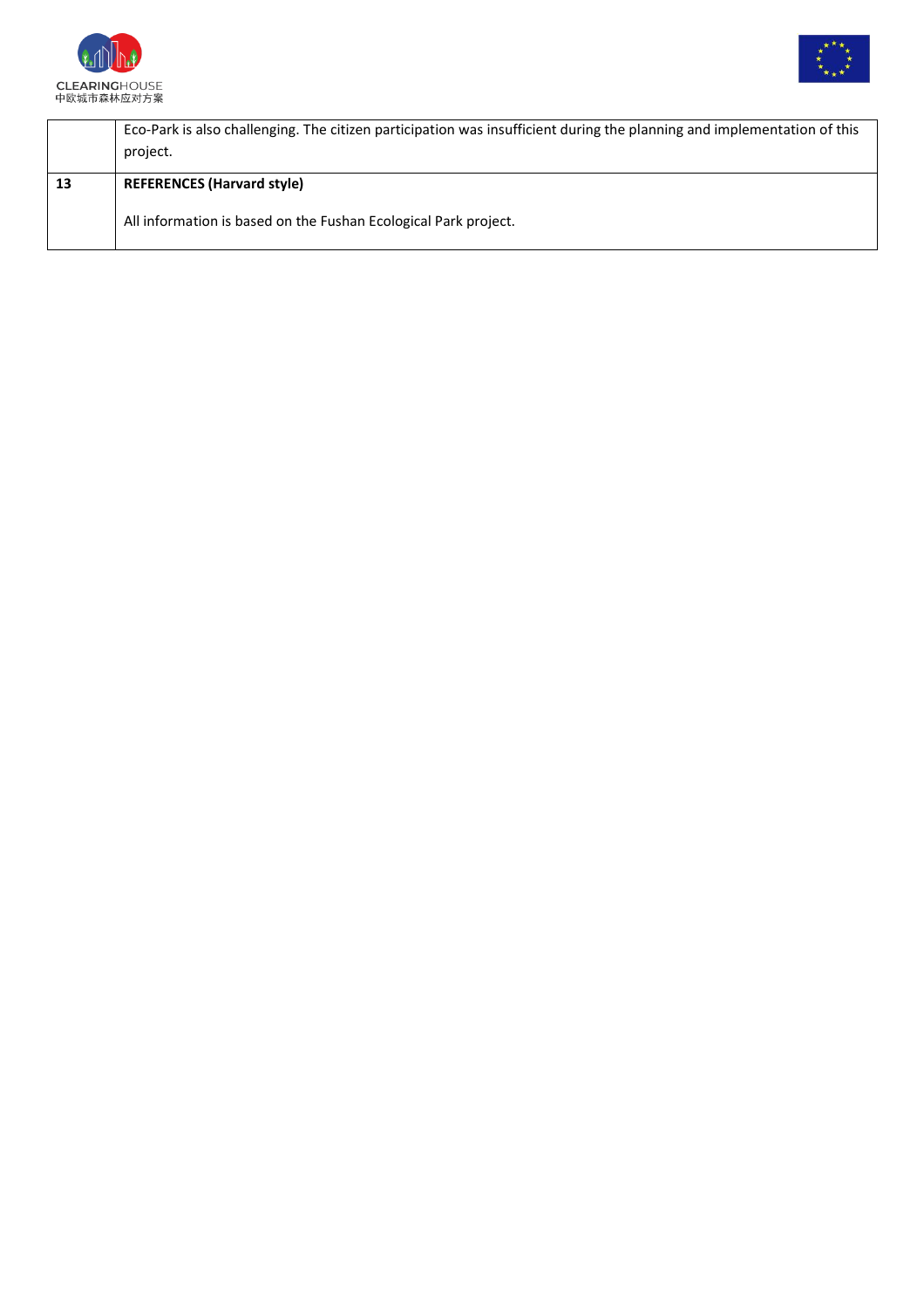| | |
|---|---|
| | Eco-Park is also challenging. The citizen participation was insufficient during the planning and implementation of this project. |
| **13** | **REFERENCES (Harvard style)**<br><br>All information is based on the Fushan Ecological Park project. |